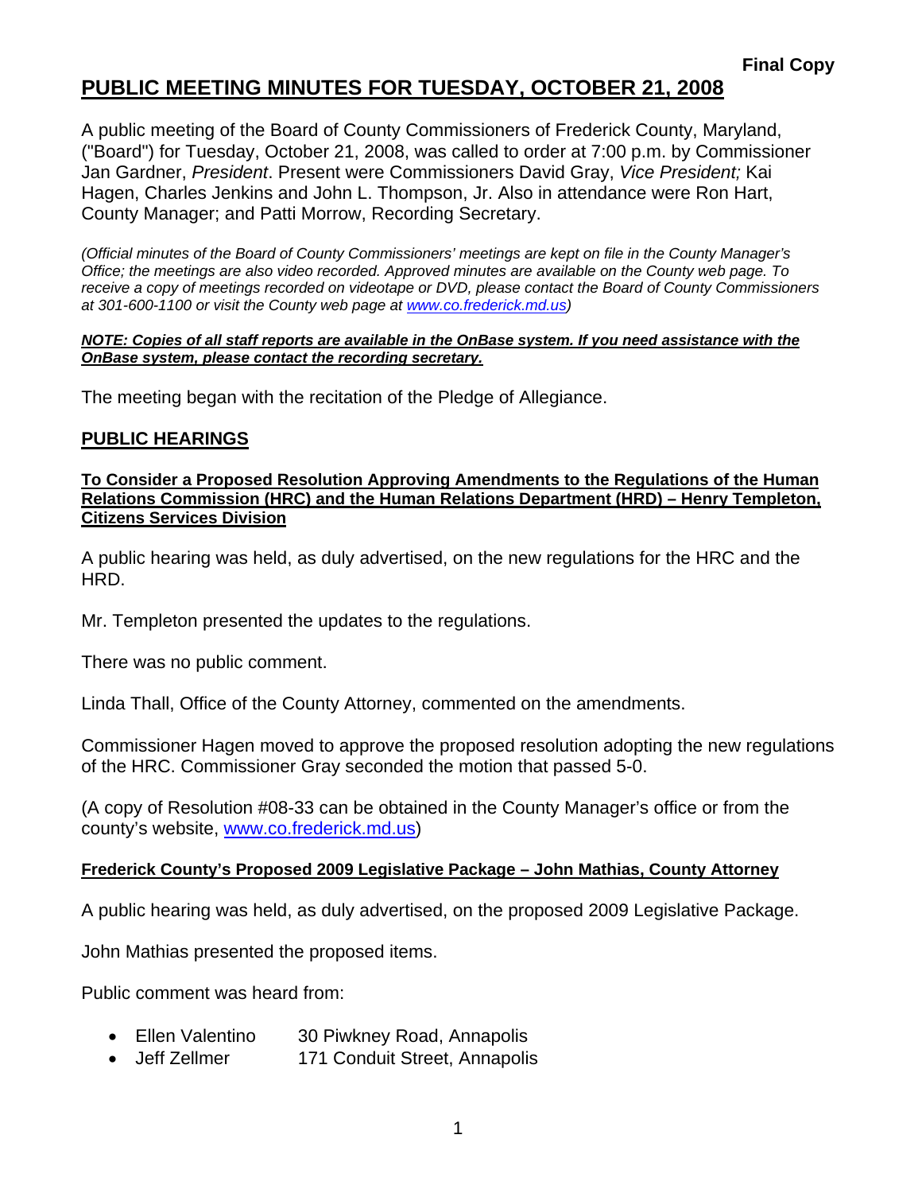**Final Copy**

# PUBLIC MEETING MINUTES FOR TUESDAY, OCTOBER 21, 2008

A public meeting of the Board of County Commissioners of Frederick County, Maryland, ("Board") for Tuesday, October 21, 2008, was called to order at 7:00 p.m. by Commissioner Jan Gardner, *President*. Present were Commissioners David Gray, *Vice President;* Kai Hagen, Charles Jenkins and John L. Thompson, Jr. Also in attendance were Ron Hart, County Manager; and Patti Morrow, Recording Secretary.

*(Official minutes of the Board of County Commissioners' meetings are kept on file in the County Manager's Office; the meetings are also video recorded. Approved minutes are available on the County web page. To receive a copy of meetings recorded on videotape or DVD, please contact the Board of County Commissioners at 301-600-1100 or visit the County web page at www.co.frederick.md.us)*

***NOTE: Copies of all staff reports are available in the OnBase system. If you need assistance with the OnBase system, please contact the recording secretary.***

The meeting began with the recitation of the Pledge of Allegiance.

## PUBLIC HEARINGS

**To Consider a Proposed Resolution Approving Amendments to the Regulations of the Human Relations Commission (HRC) and the Human Relations Department (HRD) – Henry Templeton, Citizens Services Division**

A public hearing was held, as duly advertised, on the new regulations for the HRC and the HRD.

Mr. Templeton presented the updates to the regulations.

There was no public comment.

Linda Thall, Office of the County Attorney, commented on the amendments.

Commissioner Hagen moved to approve the proposed resolution adopting the new regulations of the HRC. Commissioner Gray seconded the motion that passed 5-0.

(A copy of Resolution #08-33 can be obtained in the County Manager's office or from the county's website, www.co.frederick.md.us)

**Frederick County's Proposed 2009 Legislative Package – John Mathias, County Attorney**

A public hearing was held, as duly advertised, on the proposed 2009 Legislative Package.

John Mathias presented the proposed items.

Public comment was heard from:

- Ellen Valentino 30 Piwkney Road, Annapolis
- Jeff Zellmer 171 Conduit Street, Annapolis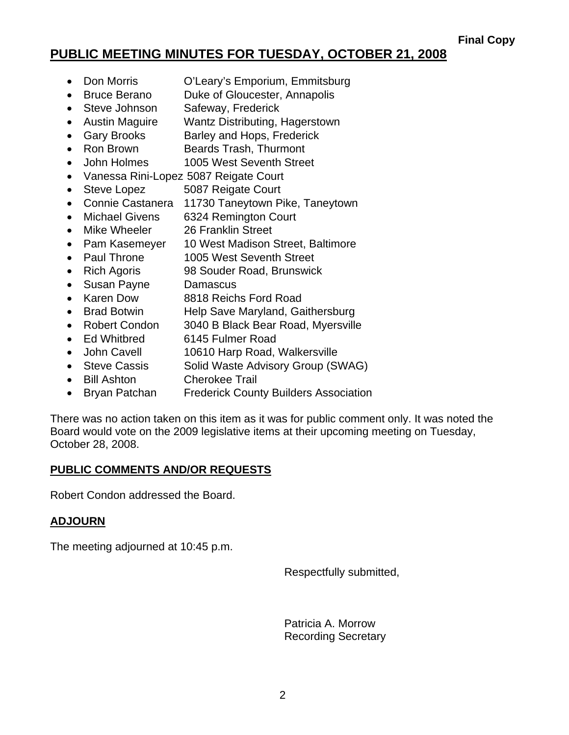**Final Copy**

# PUBLIC MEETING MINUTES FOR TUESDAY, OCTOBER 21, 2008

- Don Morris O'Leary's Emporium, Emmitsburg
- Bruce Berano Duke of Gloucester, Annapolis
- Steve Johnson Safeway, Frederick
- Austin Maguire Wantz Distributing, Hagerstown
- Gary Brooks Barley and Hops, Frederick
- Ron Brown Beards Trash, Thurmont
- John Holmes 1005 West Seventh Street
- Vanessa Rini-Lopez 5087 Reigate Court
- Steve Lopez 5087 Reigate Court
- Connie Castanera 11730 Taneytown Pike, Taneytown
- Michael Givens 6324 Remington Court
- Mike Wheeler 26 Franklin Street
- Pam Kasemeyer 10 West Madison Street, Baltimore
- Paul Throne 1005 West Seventh Street
- Rich Agoris 98 Souder Road, Brunswick
- Susan Payne Damascus
- Karen Dow 8818 Reichs Ford Road
- Brad Botwin Help Save Maryland, Gaithersburg
- Robert Condon 3040 B Black Bear Road, Myersville
- Ed Whitbred 6145 Fulmer Road
- John Cavell 10610 Harp Road, Walkersville
- Steve Cassis Solid Waste Advisory Group (SWAG)
- Bill Ashton Cherokee Trail
- Bryan Patchan Frederick County Builders Association

There was no action taken on this item as it was for public comment only. It was noted the Board would vote on the 2009 legislative items at their upcoming meeting on Tuesday, October 28, 2008.

## PUBLIC COMMENTS AND/OR REQUESTS

Robert Condon addressed the Board.

## ADJOURN

The meeting adjourned at 10:45 p.m.

Respectfully submitted,

Patricia A. Morrow
Recording Secretary